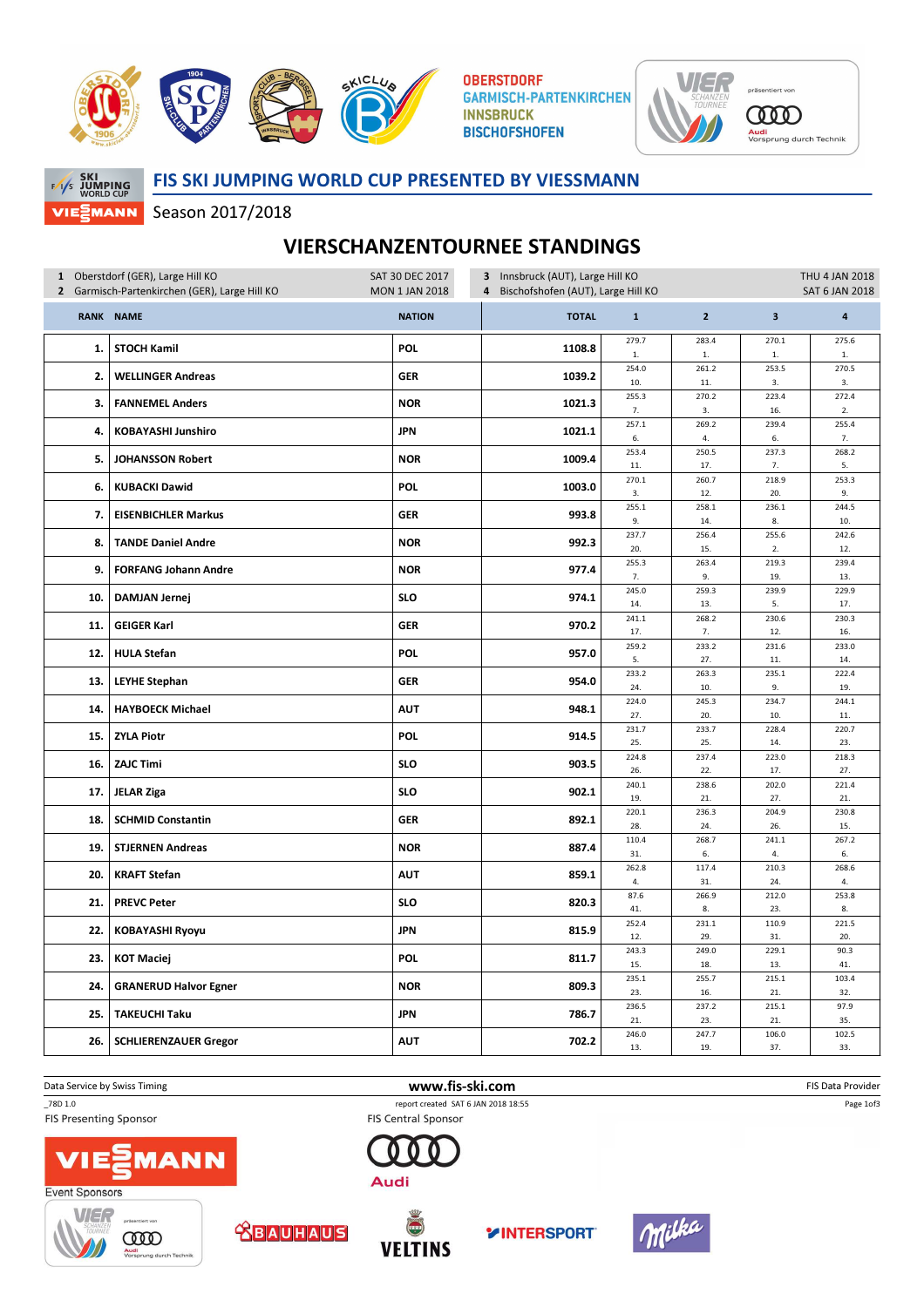OBERSTDORF
GARMISCH-PARTENKIRCHEN
INNSBRUCK
BISCHOFSHOFEN

## FIS SKI JUMPING WORLD CUP PRESENTED BY VIESSMANN

Season 2017/2018

# VIERSCHANZENTOURNEE STANDINGS

1 Oberstdorf (GER), Large Hill KO — SAT 30 DEC 2017
2 Garmisch-Partenkirchen (GER), Large Hill KO — MON 1 JAN 2018
3 Innsbruck (AUT), Large Hill KO — THU 4 JAN 2018
4 Bischofshofen (AUT), Large Hill KO — SAT 6 JAN 2018

| RANK | NAME | NATION | TOTAL | 1 | 2 | 3 | 4 |
|---|---|---|---|---|---|---|---|
| 1. | STOCH Kamil | POL | 1108.8 | 279.7  1. | 283.4 1. | 270.1 1. | 275.6 1. |
| 2. | WELLINGER Andreas | GER | 1039.2 | 254.0 10. | 261.2 11. | 253.5 3. | 270.5 3. |
| 3. | FANNEMEL Anders | NOR | 1021.3 | 255.3 7. | 270.2 3. | 223.4 16. | 272.4 2. |
| 4. | KOBAYASHI Junshiro | JPN | 1021.1 | 257.1 6. | 269.2 4. | 239.4 6. | 255.4 7. |
| 5. | JOHANSSON Robert | NOR | 1009.4 | 253.4 11. | 250.5 17. | 237.3 7. | 268.2 5. |
| 6. | KUBACKI Dawid | POL | 1003.0 | 270.1 3. | 260.7 12. | 218.9 20. | 253.3 9. |
| 7. | EISENBICHLER Markus | GER | 993.8 | 255.1 9. | 258.1 14. | 236.1 8. | 244.5 10. |
| 8. | TANDE Daniel Andre | NOR | 992.3 | 237.7 20. | 256.4 15. | 255.6 2. | 242.6 12. |
| 9. | FORFANG Johann Andre | NOR | 977.4 | 255.3 7. | 263.4 9. | 219.3 19. | 239.4 13. |
| 10. | DAMJAN Jernej | SLO | 974.1 | 245.0 14. | 259.3 13. | 239.9 5. | 229.9 17. |
| 11. | GEIGER Karl | GER | 970.2 | 241.1 17. | 268.2 7. | 230.6 12. | 230.3 16. |
| 12. | HULA Stefan | POL | 957.0 | 259.2 5. | 233.2 27. | 231.6 11. | 233.0 14. |
| 13. | LEYHE Stephan | GER | 954.0 | 233.2 24. | 263.3 10. | 235.1 9. | 222.4 19. |
| 14. | HAYBOECK Michael | AUT | 948.1 | 224.0 27. | 245.3 20. | 234.7 10. | 244.1 11. |
| 15. | ZYLA Piotr | POL | 914.5 | 231.7 25. | 233.7 25. | 228.4 14. | 220.7 23. |
| 16. | ZAJC Timi | SLO | 903.5 | 224.8 26. | 237.4 22. | 223.0 17. | 218.3 27. |
| 17. | JELAR Ziga | SLO | 902.1 | 240.1 19. | 238.6 21. | 202.0 27. | 221.4 21. |
| 18. | SCHMID Constantin | GER | 892.1 | 220.1 28. | 236.3 24. | 204.9 26. | 230.8 15. |
| 19. | STJERNEN Andreas | NOR | 887.4 | 110.4 31. | 268.7 6. | 241.1 4. | 267.2 6. |
| 20. | KRAFT Stefan | AUT | 859.1 | 262.8 4. | 117.4 31. | 210.3 24. | 268.6 4. |
| 21. | PREVC Peter | SLO | 820.3 | 87.6 41. | 266.9 8. | 212.0 23. | 253.8 8. |
| 22. | KOBAYASHI Ryoyu | JPN | 815.9 | 252.4 12. | 231.1 29. | 110.9 31. | 221.5 20. |
| 23. | KOT Maciej | POL | 811.7 | 243.3 15. | 249.0 18. | 229.1 13. | 90.3 41. |
| 24. | GRANERUD Halvor Egner | NOR | 809.3 | 235.1 23. | 255.7 16. | 215.1 21. | 103.4 32. |
| 25. | TAKEUCHI Taku | JPN | 786.7 | 236.5 21. | 237.2 23. | 215.1 21. | 97.9 35. |
| 26. | SCHLIERENZAUER Gregor | AUT | 702.2 | 246.0 13. | 247.7 19. | 106.0 37. | 102.5 33. |

Data Service by Swiss Timing — www.fis-ski.com — FIS Data Provider

_78D 1.0 — report created SAT 6 JAN 2018 18:55

FIS Presenting Sponsor: VIESSMANN — FIS Central Sponsor: Audi

Event Sponsors: BAUHAUS, VELTINS, INTERSPORT, Milka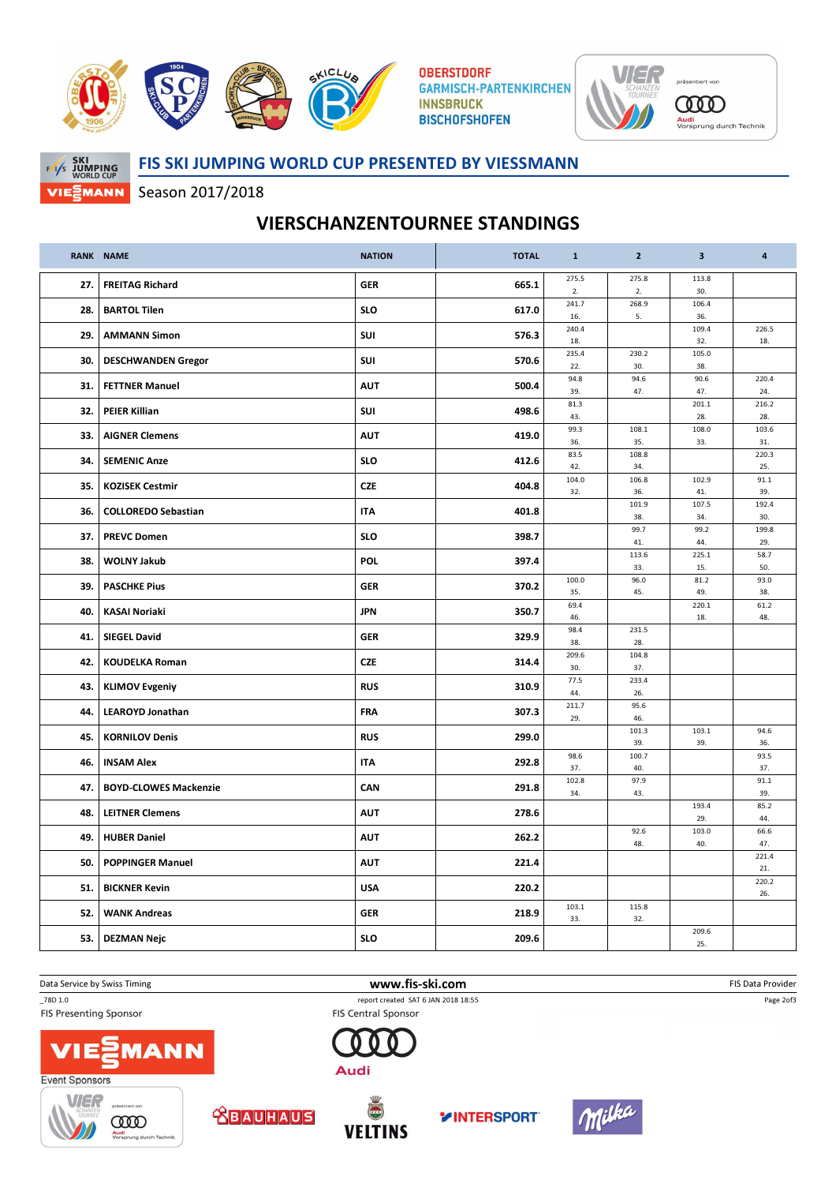OBERSTDORF
GARMISCH-PARTENKIRCHEN
INNSBRUCK
BISCHOFSHOFEN

## FIS SKI JUMPING WORLD CUP PRESENTED BY VIESSMANN

Season 2017/2018

# VIERSCHANZENTOURNEE STANDINGS

| RANK | NAME | NATION | TOTAL | 1 | 2 | 3 | 4 |
|---|---|---|---|---|---|---|---|
| 27. | FREITAG Richard | GER | 665.1 | 275.5 2. | 275.8 2. | 113.8 30. | |
| 28. | BARTOL Tilen | SLO | 617.0 | 241.7 16. | 268.9 5. | 106.4 36. | |
| 29. | AMMANN Simon | SUI | 576.3 | 240.4 18. | | 109.4 32. | 226.5 18. |
| 30. | DESCHWANDEN Gregor | SUI | 570.6 | 235.4 22. | 230.2 30. | 105.0 38. | |
| 31. | FETTNER Manuel | AUT | 500.4 | 94.8 39. | 94.6 47. | 90.6 47. | 220.4 24. |
| 32. | PEIER Killian | SUI | 498.6 | 81.3 43. | | 201.1 28. | 216.2 28. |
| 33. | AIGNER Clemens | AUT | 419.0 | 99.3 36. | 108.1 35. | 108.0 33. | 103.6 31. |
| 34. | SEMENIC Anze | SLO | 412.6 | 83.5 42. | 108.8 34. | | 220.3 25. |
| 35. | KOZISEK Cestmir | CZE | 404.8 | 104.0 32. | 106.8 36. | 102.9 41. | 91.1 39. |
| 36. | COLLOREDO Sebastian | ITA | 401.8 | | 101.9 38. | 107.5 34. | 192.4 30. |
| 37. | PREVC Domen | SLO | 398.7 | | 99.7 41. | 99.2 44. | 199.8 29. |
| 38. | WOLNY Jakub | POL | 397.4 | | 113.6 33. | 225.1 15. | 58.7 50. |
| 39. | PASCHKE Pius | GER | 370.2 | 100.0 35. | 96.0 45. | 81.2 49. | 93.0 38. |
| 40. | KASAI Noriaki | JPN | 350.7 | 69.4 46. | | 220.1 18. | 61.2 48. |
| 41. | SIEGEL David | GER | 329.9 | 98.4 38. | 231.5 28. | | |
| 42. | KOUDELKA Roman | CZE | 314.4 | 209.6 30. | 104.8 37. | | |
| 43. | KLIMOV Evgeniy | RUS | 310.9 | 77.5 44. | 233.4 26. | | |
| 44. | LEAROYD Jonathan | FRA | 307.3 | 211.7 29. | 95.6 46. | | |
| 45. | KORNILOV Denis | RUS | 299.0 | | 101.3 39. | 103.1 39. | 94.6 36. |
| 46. | INSAM Alex | ITA | 292.8 | 98.6 37. | 100.7 40. | | 93.5 37. |
| 47. | BOYD-CLOWES Mackenzie | CAN | 291.8 | 102.8 34. | 97.9 43. | | 91.1 39. |
| 48. | LEITNER Clemens | AUT | 278.6 | | | 193.4 29. | 85.2 44. |
| 49. | HUBER Daniel | AUT | 262.2 | | 92.6 48. | 103.0 40. | 66.6 47. |
| 50. | POPPINGER Manuel | AUT | 221.4 | | | | 221.4 21. |
| 51. | BICKNER Kevin | USA | 220.2 | | | | 220.2 26. |
| 52. | WANK Andreas | GER | 218.9 | 103.1 33. | 115.8 32. | | |
| 53. | DEZMAN Nejc | SLO | 209.6 | | | 209.6 25. | |

Data Service by Swiss Timing — www.fis-ski.com — FIS Data Provider

_78D 1.0 — report created SAT 6 JAN 2018 18:55

FIS Presenting Sponsor: VIESSMANN — FIS Central Sponsor: Audi

Event Sponsors: VIER SCHANZEN TOURNEE präsentiert von Audi Vorsprung durch Technik, BAUHAUS, VELTINS, INTERSPORT, Milka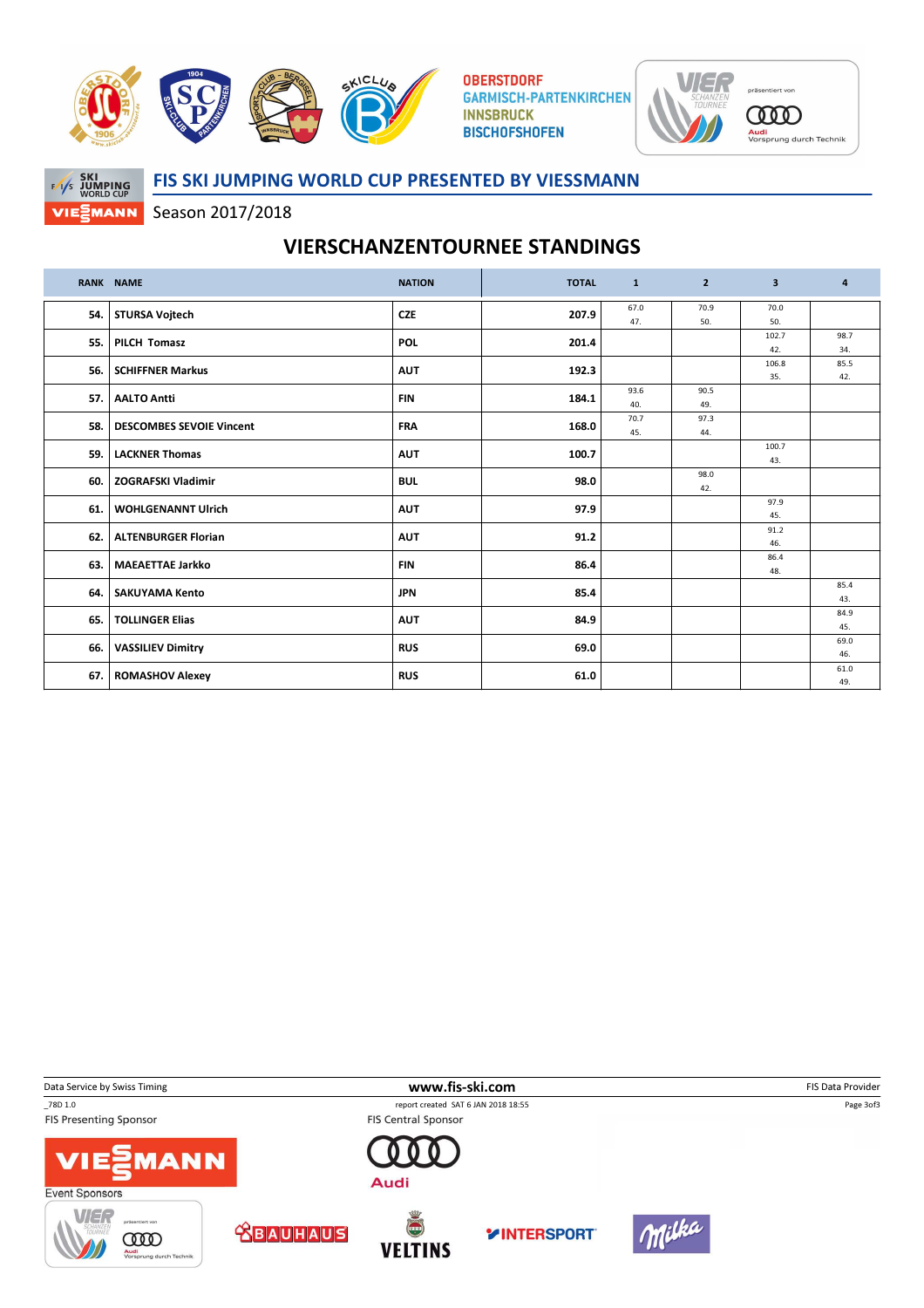OBERSTDORF
GARMISCH-PARTENKIRCHEN
INNSBRUCK
BISCHOFSHOFEN

## FIS SKI JUMPING WORLD CUP PRESENTED BY VIESSMANN

Season 2017/2018

# VIERSCHANZENTOURNEE STANDINGS

| RANK | NAME | NATION | TOTAL | 1 | 2 | 3 | 4 |
|---|---|---|---|---|---|---|---|
| 54. | STURSA Vojtech | CZE | 207.9 | 67.0 47. | 70.9 50. | 70.0 50. | |
| 55. | PILCH Tomasz | POL | 201.4 | | | 102.7 42. | 98.7 34. |
| 56. | SCHIFFNER Markus | AUT | 192.3 | | | 106.8 35. | 85.5 42. |
| 57. | AALTO Antti | FIN | 184.1 | 93.6 40. | 90.5 49. | | |
| 58. | DESCOMBES SEVOIE Vincent | FRA | 168.0 | 70.7 45. | 97.3 44. | | |
| 59. | LACKNER Thomas | AUT | 100.7 | | | 100.7 43. | |
| 60. | ZOGRAFSKI Vladimir | BUL | 98.0 | | 98.0 42. | | |
| 61. | WOHLGENANNT Ulrich | AUT | 97.9 | | | 97.9 45. | |
| 62. | ALTENBURGER Florian | AUT | 91.2 | | | 91.2 46. | |
| 63. | MAEAETTAE Jarkko | FIN | 86.4 | | | 86.4 48. | |
| 64. | SAKUYAMA Kento | JPN | 85.4 | | | | 85.4 43. |
| 65. | TOLLINGER Elias | AUT | 84.9 | | | | 84.9 45. |
| 66. | VASSILIEV Dimitry | RUS | 69.0 | | | | 69.0 46. |
| 67. | ROMASHOV Alexey | RUS | 61.0 | | | | 61.0 49. |

Data Service by Swiss Timing | www.fis-ski.com | FIS Data Provider

_78D 1.0 | report created SAT 6 JAN 2018 18:55

FIS Presenting Sponsor: VIESSMANN

FIS Central Sponsor: Audi

Event Sponsors: VIER SCHANZEN TOURNEE präsentiert von Audi Vorsprung durch Technik, BAUHAUS, VELTINS, INTERSPORT, Milka